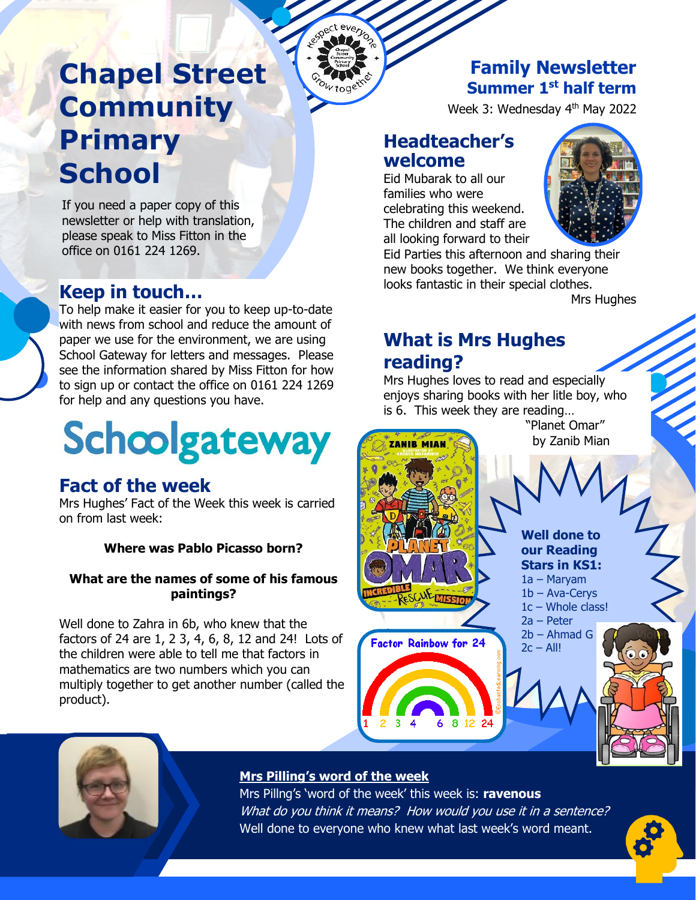# Chapel Street Community Primary School

If you need a paper copy of this newsletter or help with translation, please speak to Miss Fitton in the office on 0161 224 1269.

## Family Newsletter
### Summer 1st half term

Week 3: Wednesday 4th May 2022

## Headteacher's welcome

Eid Mubarak to all our families who were celebrating this weekend. The children and staff are all looking forward to their Eid Parties this afternoon and sharing their new books together. We think everyone looks fantastic in their special clothes.

Mrs Hughes

## Keep in touch…

To help make it easier for you to keep up-to-date with news from school and reduce the amount of paper we use for the environment, we are using School Gateway for letters and messages. Please see the information shared by Miss Fitton for how to sign up or contact the office on 0161 224 1269 for help and any questions you have.

Schoolgateway

## What is Mrs Hughes reading?

Mrs Hughes loves to read and especially enjoys sharing books with her litle boy, who is 6. This week they are reading…

"Planet Omar" by Zanib Mian

## Fact of the week

Mrs Hughes' Fact of the Week this week is carried on from last week:

**Where was Pablo Picasso born?**

**What are the names of some of his famous paintings?**

Well done to Zahra in 6b, who knew that the factors of 24 are 1, 2 3, 4, 6, 8, 12 and 24! Lots of the children were able to tell me that factors in mathematics are two numbers which you can multiply together to get another number (called the product).

Factor Rainbow for 24

1 2 3 4 6 8 12 24

**Well done to our Reading Stars in KS1:**

- 1a – Maryam
- 1b – Ava-Cerys
- 1c – Whole class!
- 2a – Peter
- 2b – Ahmad G
- 2c – All!

### Mrs Pilling's word of the week

Mrs Pillng's 'word of the week' this week is: **ravenous**

*What do you think it means? How would you use it in a sentence?*

Well done to everyone who knew what last week's word meant.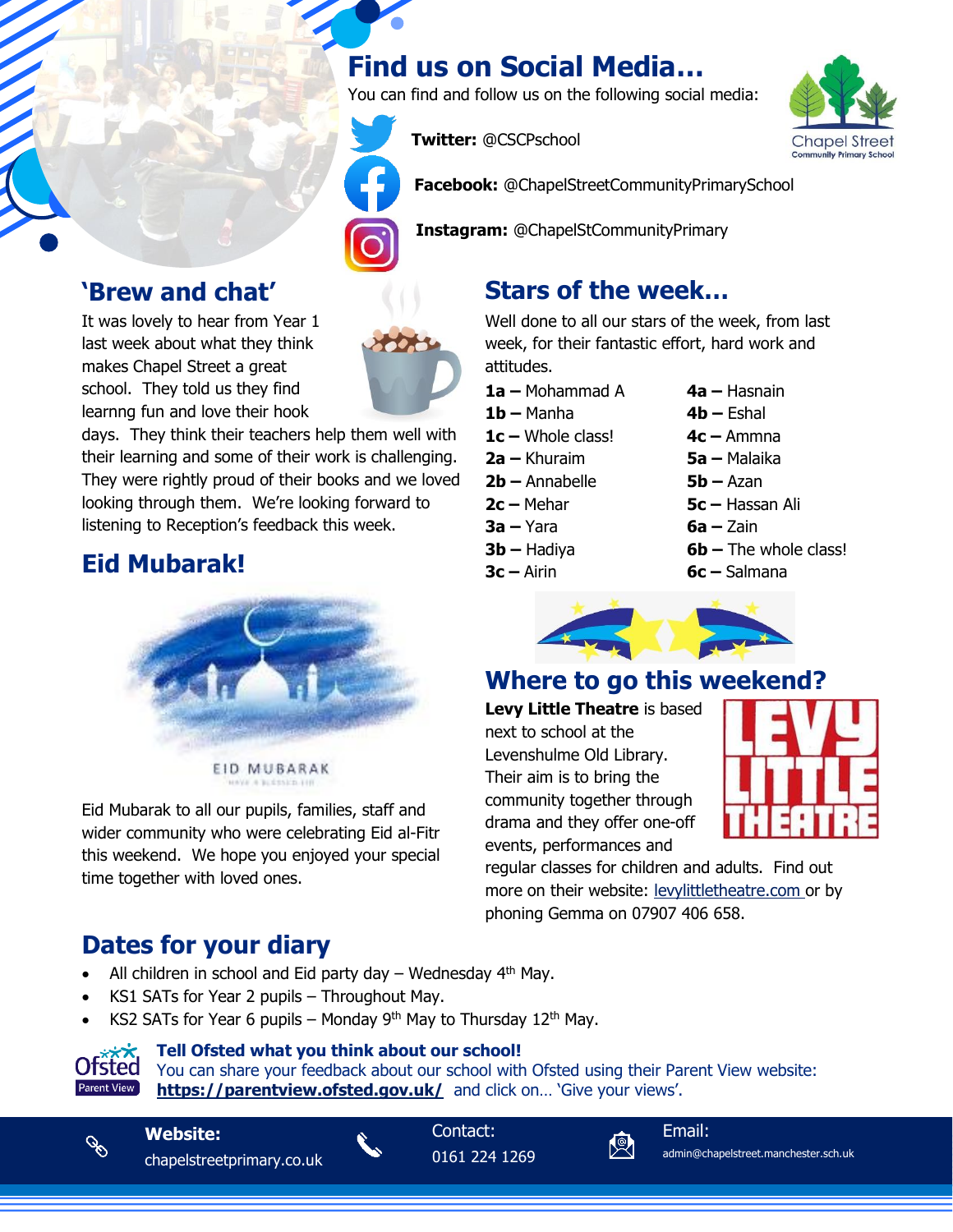## Find us on Social Media…

You can find and follow us on the following social media:

**Twitter:** @CSCPschool

**Facebook:** @ChapelStreetCommunityPrimarySchool

**Instagram:** @ChapelStCommunityPrimary

## 'Brew and chat'

It was lovely to hear from Year 1 last week about what they think makes Chapel Street a great school. They told us they find learnng fun and love their hook days. They think their teachers help them well with their learning and some of their work is challenging. They were rightly proud of their books and we loved looking through them. We're looking forward to listening to Reception's feedback this week.

## Eid Mubarak!

Eid Mubarak to all our pupils, families, staff and wider community who were celebrating Eid al-Fitr this weekend. We hope you enjoyed your special time together with loved ones.

## Stars of the week…

Well done to all our stars of the week, from last week, for their fantastic effort, hard work and attitudes.

**1a –** Mohammad A
**1b –** Manha
**1c –** Whole class!
**2a –** Khuraim
**2b –** Annabelle
**2c –** Mehar
**3a –** Yara
**3b –** Hadiya
**3c –** Airin
**4a –** Hasnain
**4b –** Eshal
**4c –** Ammna
**5a –** Malaika
**5b –** Azan
**5c –** Hassan Ali
**6a –** Zain
**6b –** The whole class!
**6c –** Salmana

## Where to go this weekend?

**Levy Little Theatre** is based next to school at the Levenshulme Old Library. Their aim is to bring the community together through drama and they offer one-off events, performances and regular classes for children and adults. Find out more on their website: levylittletheatre.com or by phoning Gemma on 07907 406 658.

## Dates for your diary

- All children in school and Eid party day – Wednesday 4th May.
- KS1 SATs for Year 2 pupils – Throughout May.
- KS2 SATs for Year 6 pupils – Monday 9th May to Thursday 12th May.

**Tell Ofsted what you think about our school!**
You can share your feedback about our school with Ofsted using their Parent View website: **https://parentview.ofsted.gov.uk/** and click on… 'Give your views'.

**Website:** chapelstreetprimary.co.uk

Contact: 0161 224 1269

Email: admin@chapelstreet.manchester.sch.uk